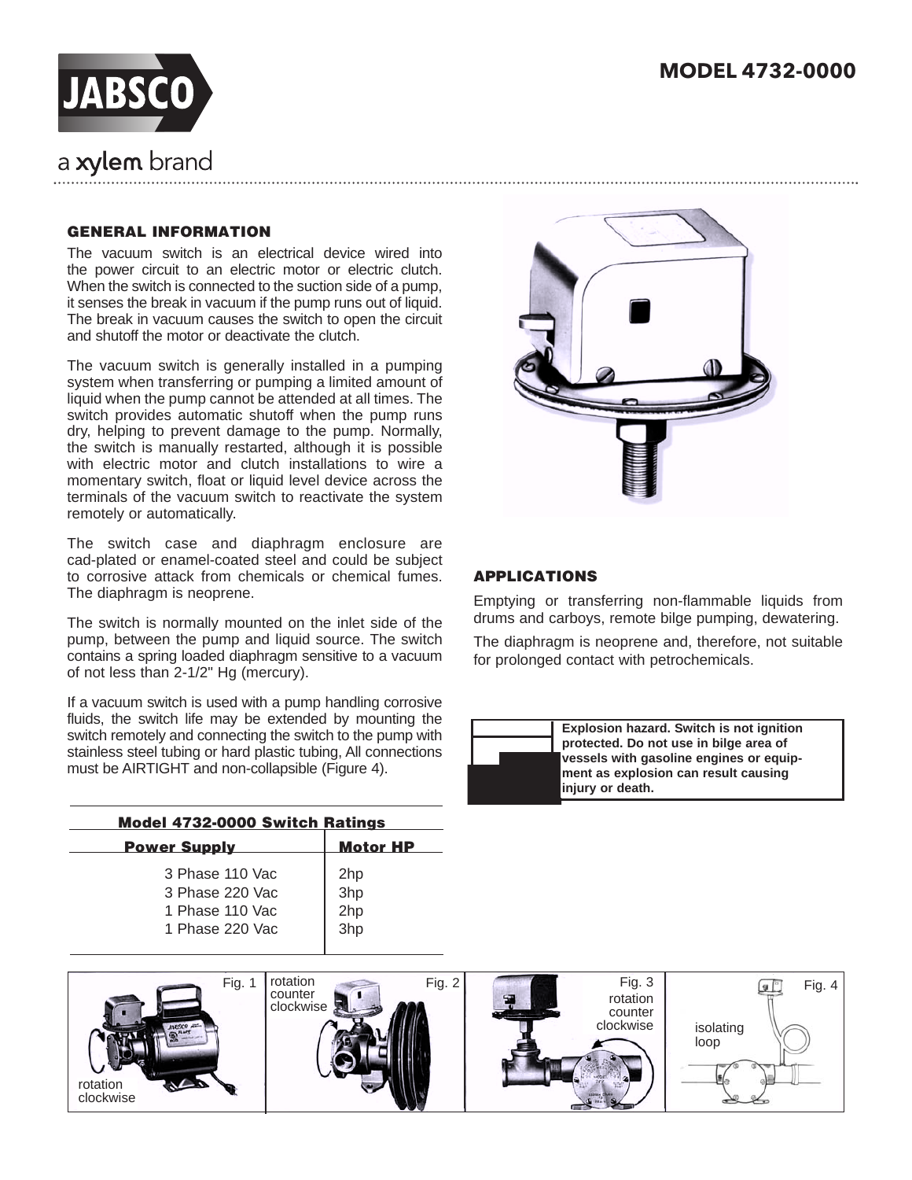# MODEL 4732-0000

JABSCO

a xylem brand

## GENERAL INFORMATION

The vacuum switch is an electrical device wired into the power circuit to an electric motor or electric clutch. When the switch is connected to the suction side of a pump, it senses the break in vacuum if the pump runs out of liquid. The break in vacuum causes the switch to open the circuit and shutoff the motor or deactivate the clutch.

The vacuum switch is generally installed in a pumping system when transferring or pumping a limited amount of liquid when the pump cannot be attended at all times. The switch provides automatic shutoff when the pump runs dry, helping to prevent damage to the pump. Normally, the switch is manually restarted, although it is possible with electric motor and clutch installations to wire a momentary switch, float or liquid level device across the terminals of the vacuum switch to reactivate the system remotely or automatically.

The switch case and diaphragm enclosure are cad-plated or enamel-coated steel and could be subject to corrosive attack from chemicals or chemical fumes. The diaphragm is neoprene.

The switch is normally mounted on the inlet side of the pump, between the pump and liquid source. The switch contains a spring loaded diaphragm sensitive to a vacuum of not less than 2-1/2" Hg (mercury).

If a vacuum switch is used with a pump handling corrosive fluids, the switch life may be extended by mounting the switch remotely and connecting the switch to the pump with stainless steel tubing or hard plastic tubing, All connections must be AIRTIGHT and non-collapsible (Figure 4).

**Model 4732-0000 Switch Ratings**

| Power Supply | Motor HP |
|---|---|
| 3 Phase 110 Vac | 2hp |
| 3 Phase 220 Vac | 3hp |
| 1 Phase 110 Vac | 2hp |
| 1 Phase 220 Vac | 3hp |

## APPLICATIONS

Emptying or transferring non-flammable liquids from drums and carboys, remote bilge pumping, dewatering.

The diaphragm is neoprene and, therefore, not suitable for prolonged contact with petrochemicals.

**Explosion hazard. Switch is not ignition protected. Do not use in bilge area of vessels with gasoline engines or equipment as explosion can result causing injury or death.**

Fig. 1 rotation clockwise

Fig. 2 rotation counter clockwise

Fig. 3 rotation counter clockwise

Fig. 4 isolating loop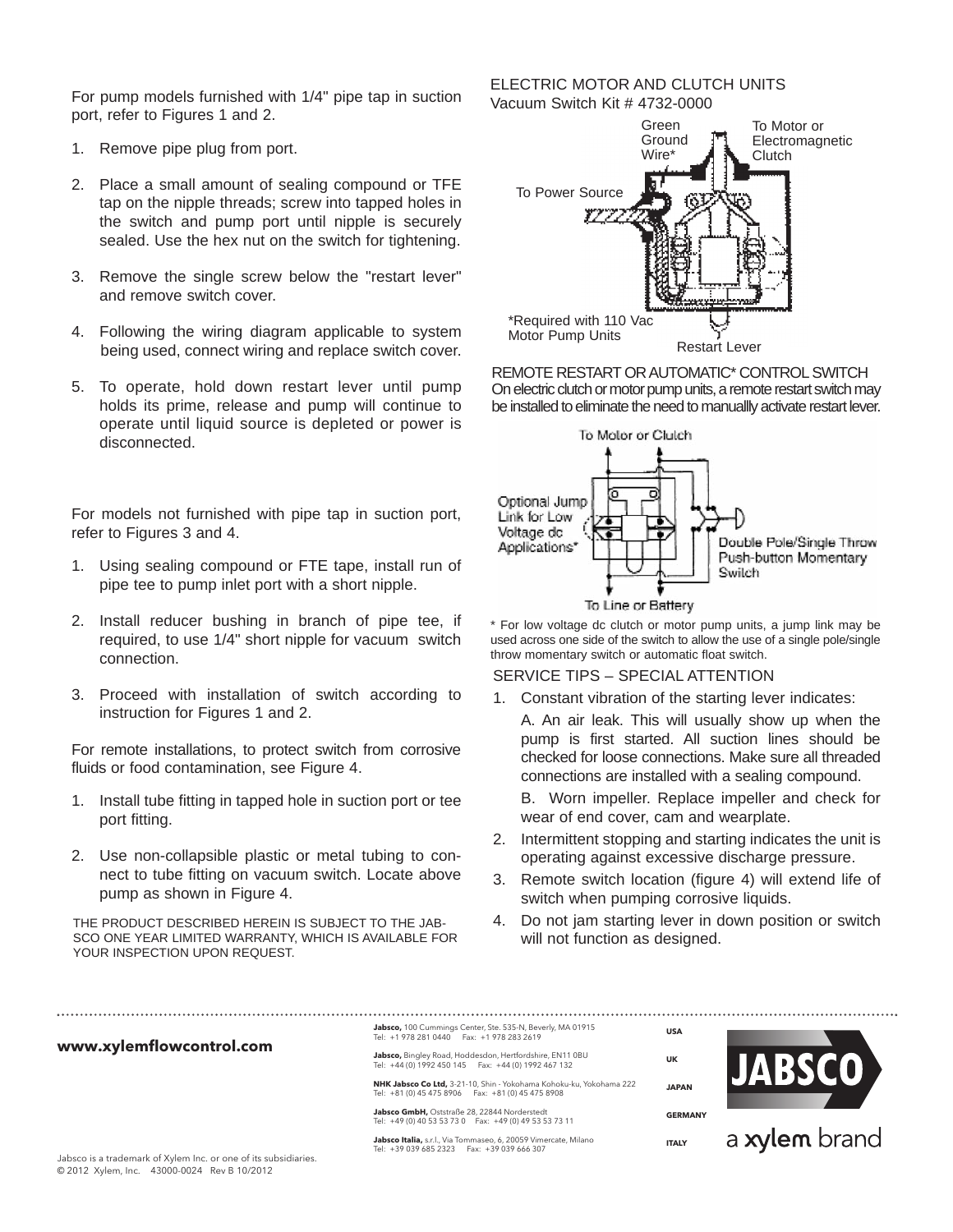For pump models furnished with 1/4" pipe tap in suction port, refer to Figures 1 and 2.

1. Remove pipe plug from port.
2. Place a small amount of sealing compound or TFE tap on the nipple threads; screw into tapped holes in the switch and pump port until nipple is securely sealed. Use the hex nut on the switch for tightening.
3. Remove the single screw below the "restart lever" and remove switch cover.
4. Following the wiring diagram applicable to system being used, connect wiring and replace switch cover.
5. To operate, hold down restart lever until pump holds its prime, release and pump will continue to operate until liquid source is depleted or power is disconnected.

For models not furnished with pipe tap in suction port, refer to Figures 3 and 4.

1. Using sealing compound or FTE tape, install run of pipe tee to pump inlet port with a short nipple.
2. Install reducer bushing in branch of pipe tee, if required, to use 1/4" short nipple for vacuum switch connection.
3. Proceed with installation of switch according to instruction for Figures 1 and 2.

For remote installations, to protect switch from corrosive fluids or food contamination, see Figure 4.

1. Install tube fitting in tapped hole in suction port or tee port fitting.
2. Use non-collapsible plastic or metal tubing to connect to tube fitting on vacuum switch. Locate above pump as shown in Figure 4.

THE PRODUCT DESCRIBED HEREIN IS SUBJECT TO THE JABSCO ONE YEAR LIMITED WARRANTY, WHICH IS AVAILABLE FOR YOUR INSPECTION UPON REQUEST.

ELECTRIC MOTOR AND CLUTCH UNITS
Vacuum Switch Kit # 4732-0000

Green Ground Wire*

To Motor or Electromagnetic Clutch

To Power Source

*Required with 110 Vac Motor Pump Units

Restart Lever

REMOTE RESTART OR AUTOMATIC* CONTROL SWITCH
On electric clutch or motor pump units, a remote restart switch may be installed to eliminate the need to manuallly activate restart lever.

To Motor or Clutch

Optional Jump Link for Low Voltage dc Applications*

Double Pole/Single Throw Push-button Momentary Switch

To Line or Battery

* For low voltage dc clutch or motor pump units, a jump link may be used across one side of the switch to allow the use of a single pole/single throw momentary switch or automatic float switch.

SERVICE TIPS – SPECIAL ATTENTION

1. Constant vibration of the starting lever indicates:

   A. An air leak. This will usually show up when the pump is first started. All suction lines should be checked for loose connections. Make sure all threaded connections are installed with a sealing compound.

   B. Worn impeller. Replace impeller and check for wear of end cover, cam and wearplate.
2. Intermittent stopping and starting indicates the unit is operating against excessive discharge pressure.
3. Remote switch location (figure 4) will extend life of switch when pumping corrosive liquids.
4. Do not jam starting lever in down position or switch will not function as designed.

**www.xylemflowcontrol.com**

**Jabsco,** 100 Cummings Center, Ste. 535-N, Beverly, MA 01915
Tel: +1 978 281 0440 Fax: +1 978 283 2619 — USA

**Jabsco,** Bingley Road, Hoddesdon, Hertfordshire, EN11 0BU
Tel: +44 (0) 1992 450 145 Fax: +44 (0) 1992 467 132 — UK

**NHK Jabsco Co Ltd,** 3-21-10, Shin - Yokohama Kohoku-ku, Yokohama 222
Tel: +81 (0) 45 475 8906 Fax: +81 (0) 45 475 8908 — JAPAN

**Jabsco GmbH,** Oststraße 28, 22844 Norderstedt
Tel: +49 (0) 40 53 53 73 0 Fax: +49 (0) 49 53 53 73 11 — GERMANY

**Jabsco Italia,** s.r.l., Via Tommaseo, 6, 20059 Vimercate, Milano
Tel: +39 039 685 2323 Fax: +39 039 666 307 — ITALY

JABSCO
a xylem brand

Jabsco is a trademark of Xylem Inc. or one of its subsidiaries.
© 2012 Xylem, Inc. 43000-0024 Rev B 10/2012